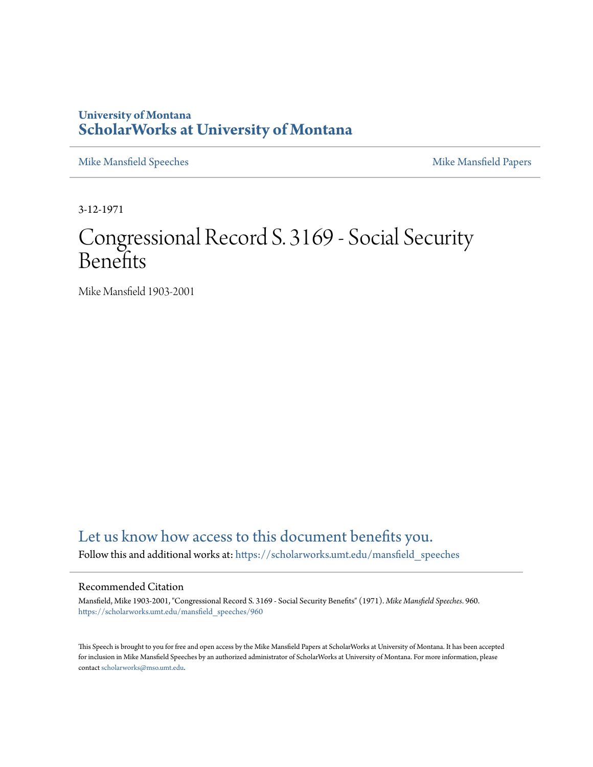University of Montana
# ScholarWorks at University of Montana

Mike Mansfield Speeches | Mike Mansfield Papers

3-12-1971

# Congressional Record S. 3169 - Social Security Benefits

Mike Mansfield 1903-2001

Let us know how access to this document benefits you.

Follow this and additional works at: https://scholarworks.umt.edu/mansfield_speeches

## Recommended Citation

Mansfield, Mike 1903-2001, "Congressional Record S. 3169 - Social Security Benefits" (1971). *Mike Mansfield Speeches*. 960.
https://scholarworks.umt.edu/mansfield_speeches/960

This Speech is brought to you for free and open access by the Mike Mansfield Papers at ScholarWorks at University of Montana. It has been accepted for inclusion in Mike Mansfield Speeches by an authorized administrator of ScholarWorks at University of Montana. For more information, please contact scholarworks@mso.umt.edu.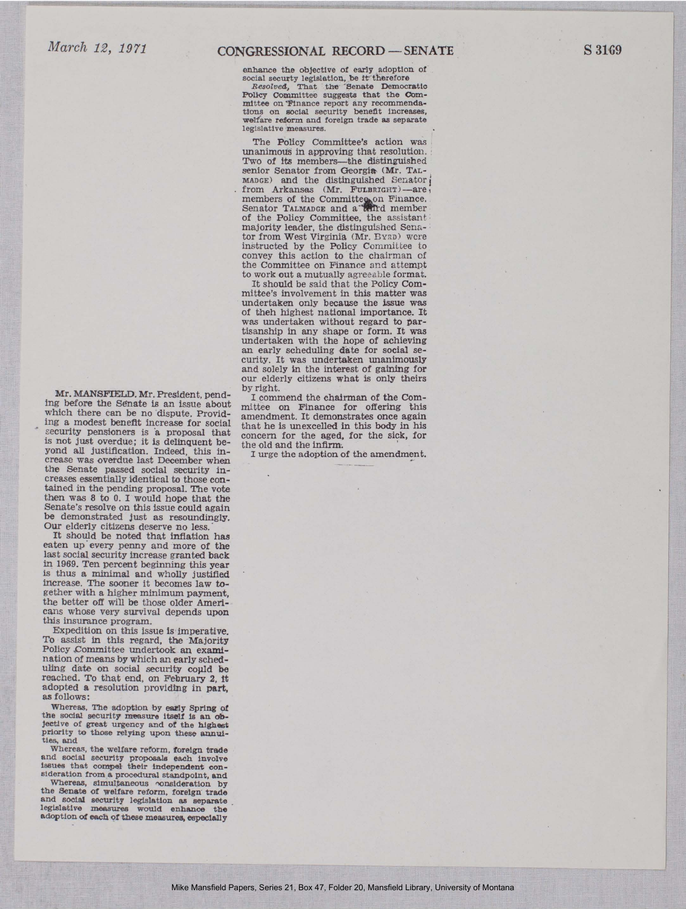Mr. MANSFIELD. Mr. President, pending before the Senate is an issue about which there can be no dispute. Providing a modest benefit increase for social security pensioners is a proposal that is not just overdue; it is delinquent beyond all justification. Indeed, this increase was overdue last December when the Senate passed social security increases essentially identical to those contained in the pending proposal. The vote then was 8 to 0. I would hope that the Senate's resolve on this issue could again be demonstrated just as resoundingly. Our elderly citizens deserve no less.

It should be noted that inflation has eaten up every penny and more of the last social security increase granted back in 1969. Ten percent beginning this year is thus a minimal and wholly justified increase. The sooner it becomes law together with a higher minimum payment, the better off will be those older Americans whose very survival depends upon this insurance program.

Expedition on this issue is imperative. To assist in this regard, the Majority Policy Committee undertook an examination of means by which an early scheduling date on social security could be reached. To that end, on February 2, it adopted a resolution providing in part, as follows:

> Whereas, The adoption by early Spring of the social security measure itself is an objective of great urgency and of the highest priority to those relying upon these annuities, and
>
> Whereas, the welfare reform, foreign trade and social security proposals each involve issues that compel their independent consideration from a procedural standpoint, and
>
> Whereas, simultaneous consideration by the Senate of welfare reform, foreign trade and social security legislation as separate legislative measures would enhance the adoption of each of these measures, especially enhance the objective of early adoption of social securty legislation, be it therefore
>
> *Resolved,* That the Senate Democratic Policy Committee suggests that the Committee on Finance report any recommendations on social security benefit increases, welfare reform and foreign trade as separate legislative measures.

The Policy Committee's action was unanimous in approving that resolution. Two of its members—the distinguished senior Senator from Georgia (Mr. TALMADGE) and the distinguished Senator from Arkansas (Mr. FULBRIGHT)—are members of the Committee on Finance. Senator TALMADGE and a third member of the Policy Committee, the assistant majority leader, the distinguished Senator from West Virginia (Mr. BYRD) were instructed by the Policy Committee to convey this action to the chairman of the Committee on Finance and attempt to work out a mutually agreeable format.

It should be said that the Policy Committee's involvement in this matter was undertaken only because the issue was of theh highest national importance. It was undertaken without regard to partisanship in any shape or form. It was undertaken with the hope of achieving an early scheduling date for social security. It was undertaken unanimously and solely in the interest of gaining for our elderly citizens what is only theirs by right.

I commend the chairman of the Committee on Finance for offering this amendment. It demonstrates once again that he is unexcelled in this body in his concern for the aged, for the sick, for the old and the infirm.

I urge the adoption of the amendment.